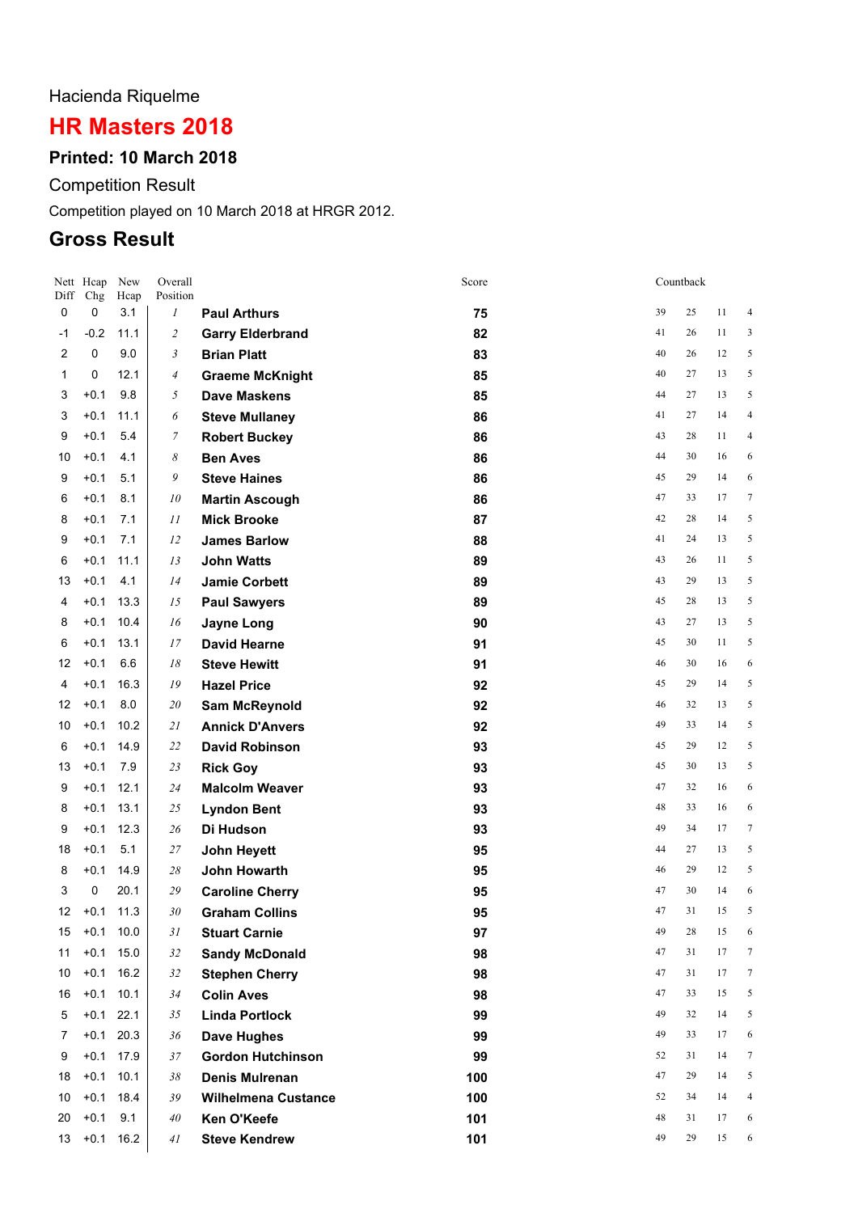Hacienda Riquelme

# HR Masters 2018

### Printed: 10 March 2018

Competition Result

Competition played on 10 March 2018 at HRGR 2012.

## Gross Result

| Nett Diff | Hcap Chg | New Hcap | Overall Position | | Score | Countback | | | |
|---|---|---|---|---|---|---|---|---|---|
| 0 | 0 | 3.1 | *1* | **Paul Arthurs** | **75** | 39 | 25 | 11 | 4 |
| -1 | -0.2 | 11.1 | *2* | **Garry Elderbrand** | **82** | 41 | 26 | 11 | 3 |
| 2 | 0 | 9.0 | *3* | **Brian Platt** | **83** | 40 | 26 | 12 | 5 |
| 1 | 0 | 12.1 | *4* | **Graeme McKnight** | **85** | 40 | 27 | 13 | 5 |
| 3 | +0.1 | 9.8 | *5* | **Dave Maskens** | **85** | 44 | 27 | 13 | 5 |
| 3 | +0.1 | 11.1 | *6* | **Steve Mullaney** | **86** | 41 | 27 | 14 | 4 |
| 9 | +0.1 | 5.4 | *7* | **Robert Buckey** | **86** | 43 | 28 | 11 | 4 |
| 10 | +0.1 | 4.1 | *8* | **Ben Aves** | **86** | 44 | 30 | 16 | 6 |
| 9 | +0.1 | 5.1 | *9* | **Steve Haines** | **86** | 45 | 29 | 14 | 6 |
| 6 | +0.1 | 8.1 | *10* | **Martin Ascough** | **86** | 47 | 33 | 17 | 7 |
| 8 | +0.1 | 7.1 | *11* | **Mick Brooke** | **87** | 42 | 28 | 14 | 5 |
| 9 | +0.1 | 7.1 | *12* | **James Barlow** | **88** | 41 | 24 | 13 | 5 |
| 6 | +0.1 | 11.1 | *13* | **John Watts** | **89** | 43 | 26 | 11 | 5 |
| 13 | +0.1 | 4.1 | *14* | **Jamie Corbett** | **89** | 43 | 29 | 13 | 5 |
| 4 | +0.1 | 13.3 | *15* | **Paul Sawyers** | **89** | 45 | 28 | 13 | 5 |
| 8 | +0.1 | 10.4 | *16* | **Jayne Long** | **90** | 43 | 27 | 13 | 5 |
| 6 | +0.1 | 13.1 | *17* | **David Hearne** | **91** | 45 | 30 | 11 | 5 |
| 12 | +0.1 | 6.6 | *18* | **Steve Hewitt** | **91** | 46 | 30 | 16 | 6 |
| 4 | +0.1 | 16.3 | *19* | **Hazel Price** | **92** | 45 | 29 | 14 | 5 |
| 12 | +0.1 | 8.0 | *20* | **Sam McReynold** | **92** | 46 | 32 | 13 | 5 |
| 10 | +0.1 | 10.2 | *21* | **Annick D'Anvers** | **92** | 49 | 33 | 14 | 5 |
| 6 | +0.1 | 14.9 | *22* | **David Robinson** | **93** | 45 | 29 | 12 | 5 |
| 13 | +0.1 | 7.9 | *23* | **Rick Goy** | **93** | 45 | 30 | 13 | 5 |
| 9 | +0.1 | 12.1 | *24* | **Malcolm Weaver** | **93** | 47 | 32 | 16 | 6 |
| 8 | +0.1 | 13.1 | *25* | **Lyndon Bent** | **93** | 48 | 33 | 16 | 6 |
| 9 | +0.1 | 12.3 | *26* | **Di Hudson** | **93** | 49 | 34 | 17 | 7 |
| 18 | +0.1 | 5.1 | *27* | **John Heyett** | **95** | 44 | 27 | 13 | 5 |
| 8 | +0.1 | 14.9 | *28* | **John Howarth** | **95** | 46 | 29 | 12 | 5 |
| 3 | 0 | 20.1 | *29* | **Caroline Cherry** | **95** | 47 | 30 | 14 | 6 |
| 12 | +0.1 | 11.3 | *30* | **Graham Collins** | **95** | 47 | 31 | 15 | 5 |
| 15 | +0.1 | 10.0 | *31* | **Stuart Carnie** | **97** | 49 | 28 | 15 | 6 |
| 11 | +0.1 | 15.0 | *32* | **Sandy McDonald** | **98** | 47 | 31 | 17 | 7 |
| 10 | +0.1 | 16.2 | *32* | **Stephen Cherry** | **98** | 47 | 31 | 17 | 7 |
| 16 | +0.1 | 10.1 | *34* | **Colin Aves** | **98** | 47 | 33 | 15 | 5 |
| 5 | +0.1 | 22.1 | *35* | **Linda Portlock** | **99** | 49 | 32 | 14 | 5 |
| 7 | +0.1 | 20.3 | *36* | **Dave Hughes** | **99** | 49 | 33 | 17 | 6 |
| 9 | +0.1 | 17.9 | *37* | **Gordon Hutchinson** | **99** | 52 | 31 | 14 | 7 |
| 18 | +0.1 | 10.1 | *38* | **Denis Mulrenan** | **100** | 47 | 29 | 14 | 5 |
| 10 | +0.1 | 18.4 | *39* | **Wilhelmena Custance** | **100** | 52 | 34 | 14 | 4 |
| 20 | +0.1 | 9.1 | *40* | **Ken O'Keefe** | **101** | 48 | 31 | 17 | 6 |
| 13 | +0.1 | 16.2 | *41* | **Steve Kendrew** | **101** | 49 | 29 | 15 | 6 |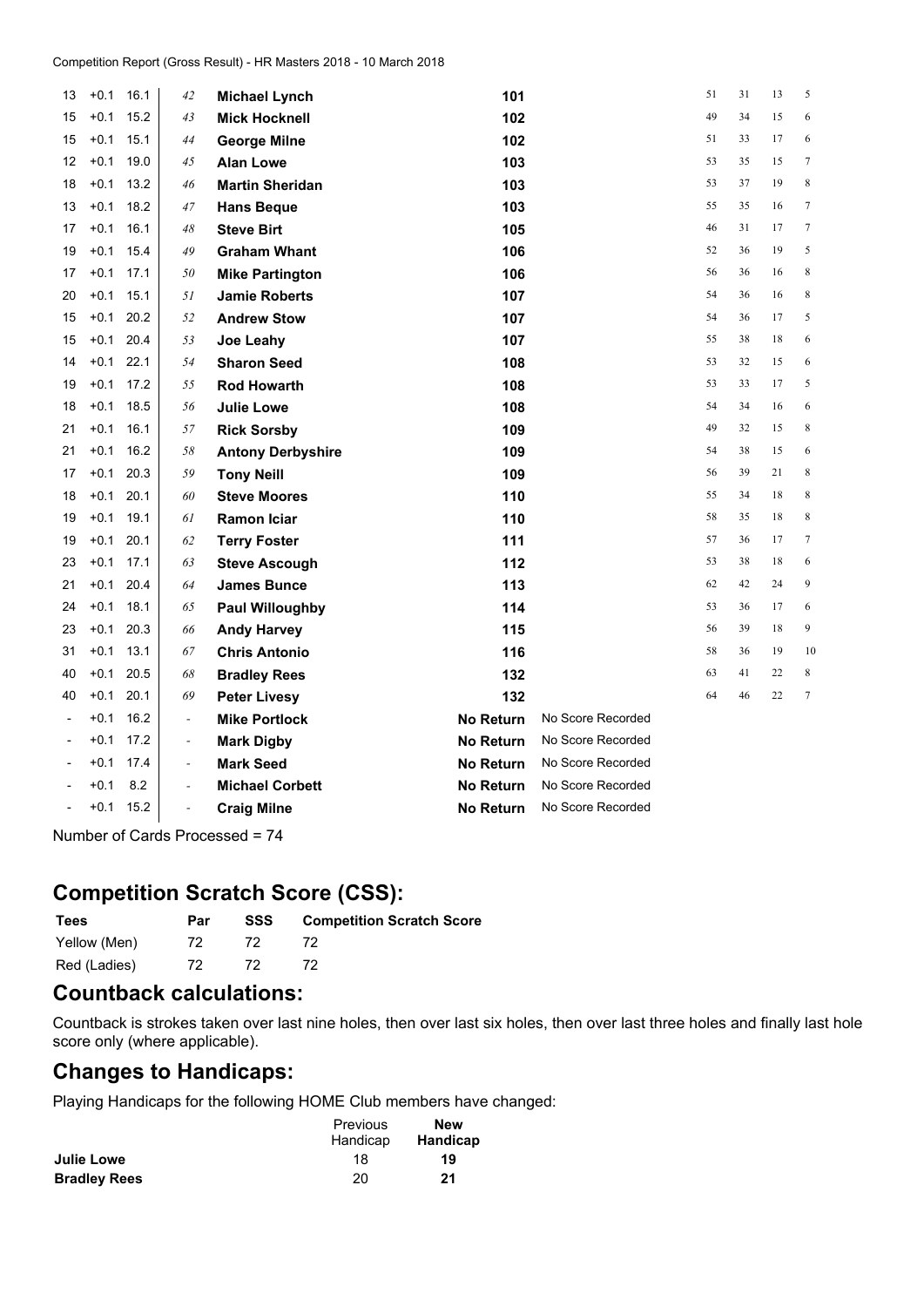| | | | | | | | | | | |
|---|---|---|---|---|---|---|---|---|---|---|
| 13 | +0.1 | 16.1 | 42 | **Michael Lynch** | **101** | | 51 | 31 | 13 | 5 |
| 15 | +0.1 | 15.2 | 43 | **Mick Hocknell** | **102** | | 49 | 34 | 15 | 6 |
| 15 | +0.1 | 15.1 | 44 | **George Milne** | **102** | | 51 | 33 | 17 | 6 |
| 12 | +0.1 | 19.0 | 45 | **Alan Lowe** | **103** | | 53 | 35 | 15 | 7 |
| 18 | +0.1 | 13.2 | 46 | **Martin Sheridan** | **103** | | 53 | 37 | 19 | 8 |
| 13 | +0.1 | 18.2 | 47 | **Hans Beque** | **103** | | 55 | 35 | 16 | 7 |
| 17 | +0.1 | 16.1 | 48 | **Steve Birt** | **105** | | 46 | 31 | 17 | 7 |
| 19 | +0.1 | 15.4 | 49 | **Graham Whant** | **106** | | 52 | 36 | 19 | 5 |
| 17 | +0.1 | 17.1 | 50 | **Mike Partington** | **106** | | 56 | 36 | 16 | 8 |
| 20 | +0.1 | 15.1 | 51 | **Jamie Roberts** | **107** | | 54 | 36 | 16 | 8 |
| 15 | +0.1 | 20.2 | 52 | **Andrew Stow** | **107** | | 54 | 36 | 17 | 5 |
| 15 | +0.1 | 20.4 | 53 | **Joe Leahy** | **107** | | 55 | 38 | 18 | 6 |
| 14 | +0.1 | 22.1 | 54 | **Sharon Seed** | **108** | | 53 | 32 | 15 | 6 |
| 19 | +0.1 | 17.2 | 55 | **Rod Howarth** | **108** | | 53 | 33 | 17 | 5 |
| 18 | +0.1 | 18.5 | 56 | **Julie Lowe** | **108** | | 54 | 34 | 16 | 6 |
| 21 | +0.1 | 16.1 | 57 | **Rick Sorsby** | **109** | | 49 | 32 | 15 | 8 |
| 21 | +0.1 | 16.2 | 58 | **Antony Derbyshire** | **109** | | 54 | 38 | 15 | 6 |
| 17 | +0.1 | 20.3 | 59 | **Tony Neill** | **109** | | 56 | 39 | 21 | 8 |
| 18 | +0.1 | 20.1 | 60 | **Steve Moores** | **110** | | 55 | 34 | 18 | 8 |
| 19 | +0.1 | 19.1 | 61 | **Ramon Iciar** | **110** | | 58 | 35 | 18 | 8 |
| 19 | +0.1 | 20.1 | 62 | **Terry Foster** | **111** | | 57 | 36 | 17 | 7 |
| 23 | +0.1 | 17.1 | 63 | **Steve Ascough** | **112** | | 53 | 38 | 18 | 6 |
| 21 | +0.1 | 20.4 | 64 | **James Bunce** | **113** | | 62 | 42 | 24 | 9 |
| 24 | +0.1 | 18.1 | 65 | **Paul Willoughby** | **114** | | 53 | 36 | 17 | 6 |
| 23 | +0.1 | 20.3 | 66 | **Andy Harvey** | **115** | | 56 | 39 | 18 | 9 |
| 31 | +0.1 | 13.1 | 67 | **Chris Antonio** | **116** | | 58 | 36 | 19 | 10 |
| 40 | +0.1 | 20.5 | 68 | **Bradley Rees** | **132** | | 63 | 41 | 22 | 8 |
| 40 | +0.1 | 20.1 | 69 | **Peter Livesy** | **132** | | 64 | 46 | 22 | 7 |
| - | +0.1 | 16.2 | - | **Mike Portlock** | **No Return** | No Score Recorded | | | | |
| - | +0.1 | 17.2 | - | **Mark Digby** | **No Return** | No Score Recorded | | | | |
| - | +0.1 | 17.4 | - | **Mark Seed** | **No Return** | No Score Recorded | | | | |
| - | +0.1 | 8.2 | - | **Michael Corbett** | **No Return** | No Score Recorded | | | | |
| - | +0.1 | 15.2 | - | **Craig Milne** | **No Return** | No Score Recorded | | | | |

Number of Cards Processed = 74

## Competition Scratch Score (CSS):

| Tees | Par | SSS | Competition Scratch Score |
|---|---|---|---|
| Yellow (Men) | 72 | 72 | 72 |
| Red (Ladies) | 72 | 72 | 72 |

## Countback calculations:

Countback is strokes taken over last nine holes, then over last six holes, then over last three holes and finally last hole score only (where applicable).

## Changes to Handicaps:

Playing Handicaps for the following HOME Club members have changed:

| | Previous Handicap | New Handicap |
|---|---|---|
| **Julie Lowe** | 18 | **19** |
| **Bradley Rees** | 20 | **21** |